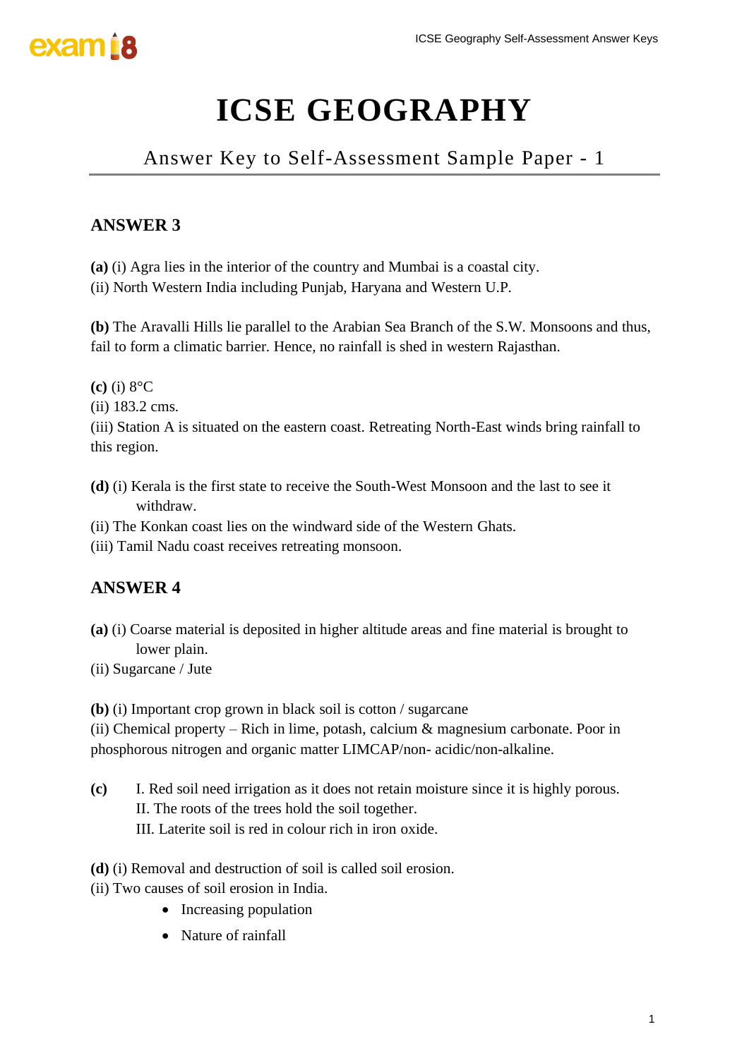# ICSE GEOGRAPHY

## Answer Key to Self-Assessment Sample Paper - 1

### ANSWER 3

**(a)** (i) Agra lies in the interior of the country and Mumbai is a coastal city.
(ii) North Western India including Punjab, Haryana and Western U.P.

**(b)** The Aravalli Hills lie parallel to the Arabian Sea Branch of the S.W. Monsoons and thus, fail to form a climatic barrier. Hence, no rainfall is shed in western Rajasthan.

**(c)** (i) 8°C
(ii) 183.2 cms.
(iii) Station A is situated on the eastern coast. Retreating North-East winds bring rainfall to this region.

**(d)** (i) Kerala is the first state to receive the South-West Monsoon and the last to see it withdraw.
(ii) The Konkan coast lies on the windward side of the Western Ghats.
(iii) Tamil Nadu coast receives retreating monsoon.

### ANSWER 4

**(a)** (i) Coarse material is deposited in higher altitude areas and fine material is brought to lower plain.
(ii) Sugarcane / Jute

**(b)** (i) Important crop grown in black soil is cotton / sugarcane
(ii) Chemical property – Rich in lime, potash, calcium & magnesium carbonate. Poor in phosphorous nitrogen and organic matter LIMCAP/non- acidic/non-alkaline.

**(c)** I. Red soil need irrigation as it does not retain moisture since it is highly porous.
II. The roots of the trees hold the soil together.
III. Laterite soil is red in colour rich in iron oxide.

**(d)** (i) Removal and destruction of soil is called soil erosion.
(ii) Two causes of soil erosion in India.

- Increasing population
- Nature of rainfall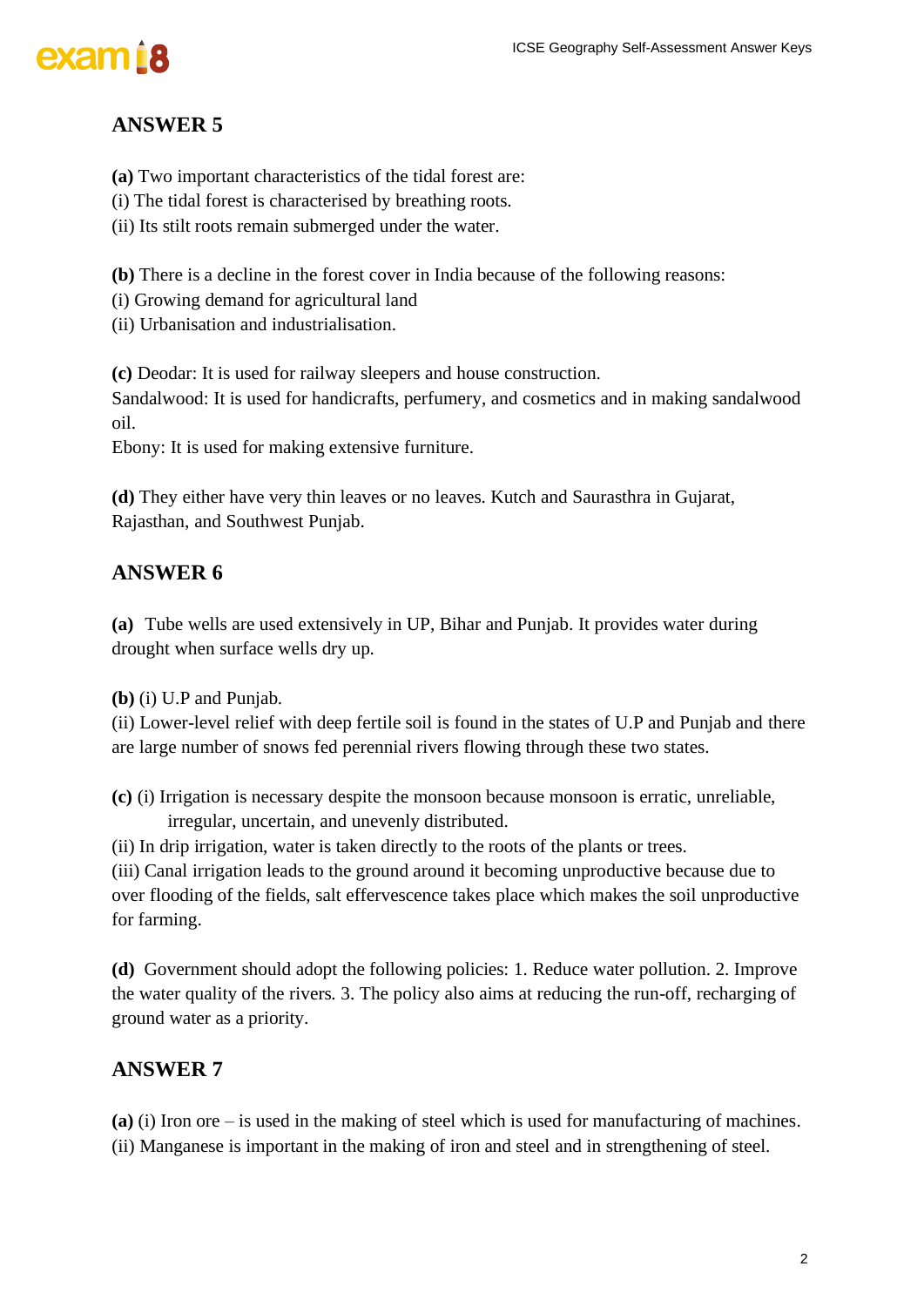## ANSWER 5

**(a)** Two important characteristics of the tidal forest are:
(i) The tidal forest is characterised by breathing roots.
(ii) Its stilt roots remain submerged under the water.

**(b)** There is a decline in the forest cover in India because of the following reasons:
(i) Growing demand for agricultural land
(ii) Urbanisation and industrialisation.

**(c)** Deodar: It is used for railway sleepers and house construction.
Sandalwood: It is used for handicrafts, perfumery, and cosmetics and in making sandalwood oil.
Ebony: It is used for making extensive furniture.

**(d)** They either have very thin leaves or no leaves. Kutch and Saurasthra in Gujarat, Rajasthan, and Southwest Punjab.

## ANSWER 6

**(a)** Tube wells are used extensively in UP, Bihar and Punjab. It provides water during drought when surface wells dry up.

**(b)** (i) U.P and Punjab.
(ii) Lower-level relief with deep fertile soil is found in the states of U.P and Punjab and there are large number of snows fed perennial rivers flowing through these two states.

**(c)** (i) Irrigation is necessary despite the monsoon because monsoon is erratic, unreliable, irregular, uncertain, and unevenly distributed.
(ii) In drip irrigation, water is taken directly to the roots of the plants or trees.
(iii) Canal irrigation leads to the ground around it becoming unproductive because due to over flooding of the fields, salt effervescence takes place which makes the soil unproductive for farming.

**(d)** Government should adopt the following policies: 1. Reduce water pollution. 2. Improve the water quality of the rivers. 3. The policy also aims at reducing the run-off, recharging of ground water as a priority.

## ANSWER 7

**(a)** (i) Iron ore – is used in the making of steel which is used for manufacturing of machines.
(ii) Manganese is important in the making of iron and steel and in strengthening of steel.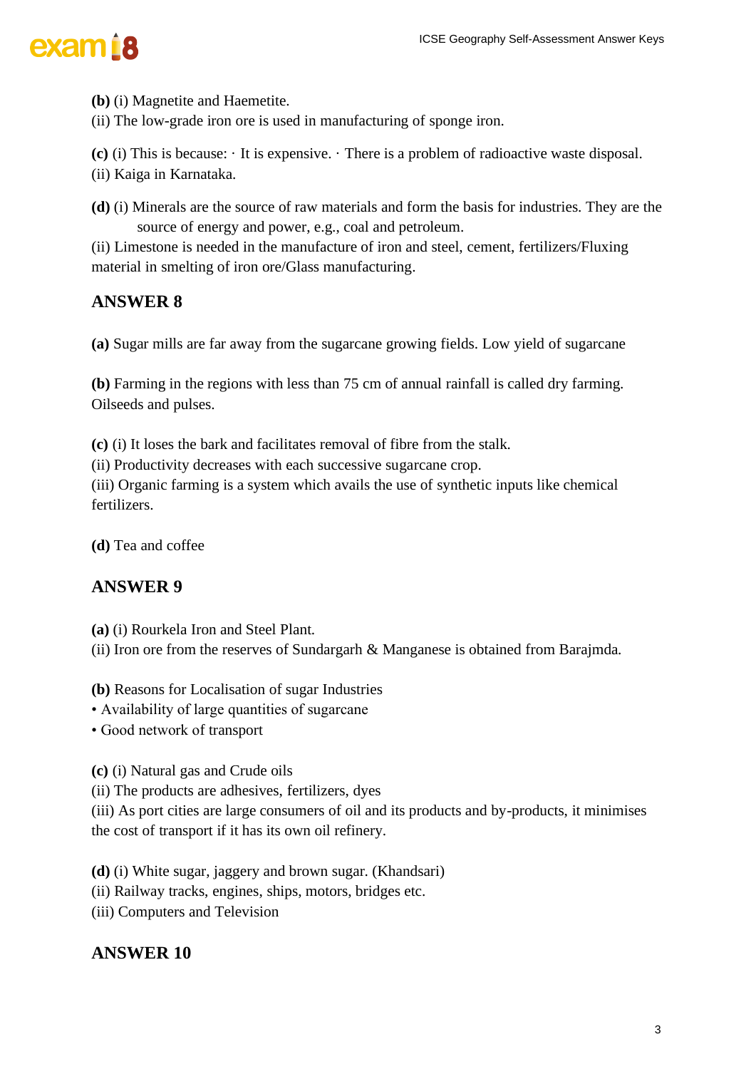**(b)** (i) Magnetite and Haemetite.
(ii) The low-grade iron ore is used in manufacturing of sponge iron.

**(c)** (i) This is because: · It is expensive. · There is a problem of radioactive waste disposal.
(ii) Kaiga in Karnataka.

**(d)** (i) Minerals are the source of raw materials and form the basis for industries. They are the source of energy and power, e.g., coal and petroleum.
(ii) Limestone is needed in the manufacture of iron and steel, cement, fertilizers/Fluxing material in smelting of iron ore/Glass manufacturing.

## ANSWER 8

**(a)** Sugar mills are far away from the sugarcane growing fields. Low yield of sugarcane

**(b)** Farming in the regions with less than 75 cm of annual rainfall is called dry farming. Oilseeds and pulses.

**(c)** (i) It loses the bark and facilitates removal of fibre from the stalk.
(ii) Productivity decreases with each successive sugarcane crop.
(iii) Organic farming is a system which avails the use of synthetic inputs like chemical fertilizers.

**(d)** Tea and coffee

## ANSWER 9

**(a)** (i) Rourkela Iron and Steel Plant.
(ii) Iron ore from the reserves of Sundargarh & Manganese is obtained from Barajmda.

**(b)** Reasons for Localisation of sugar Industries
- Availability of large quantities of sugarcane
- Good network of transport

**(c)** (i) Natural gas and Crude oils
(ii) The products are adhesives, fertilizers, dyes
(iii) As port cities are large consumers of oil and its products and by-products, it minimises the cost of transport if it has its own oil refinery.

**(d)** (i) White sugar, jaggery and brown sugar. (Khandsari)
(ii) Railway tracks, engines, ships, motors, bridges etc.
(iii) Computers and Television

## ANSWER 10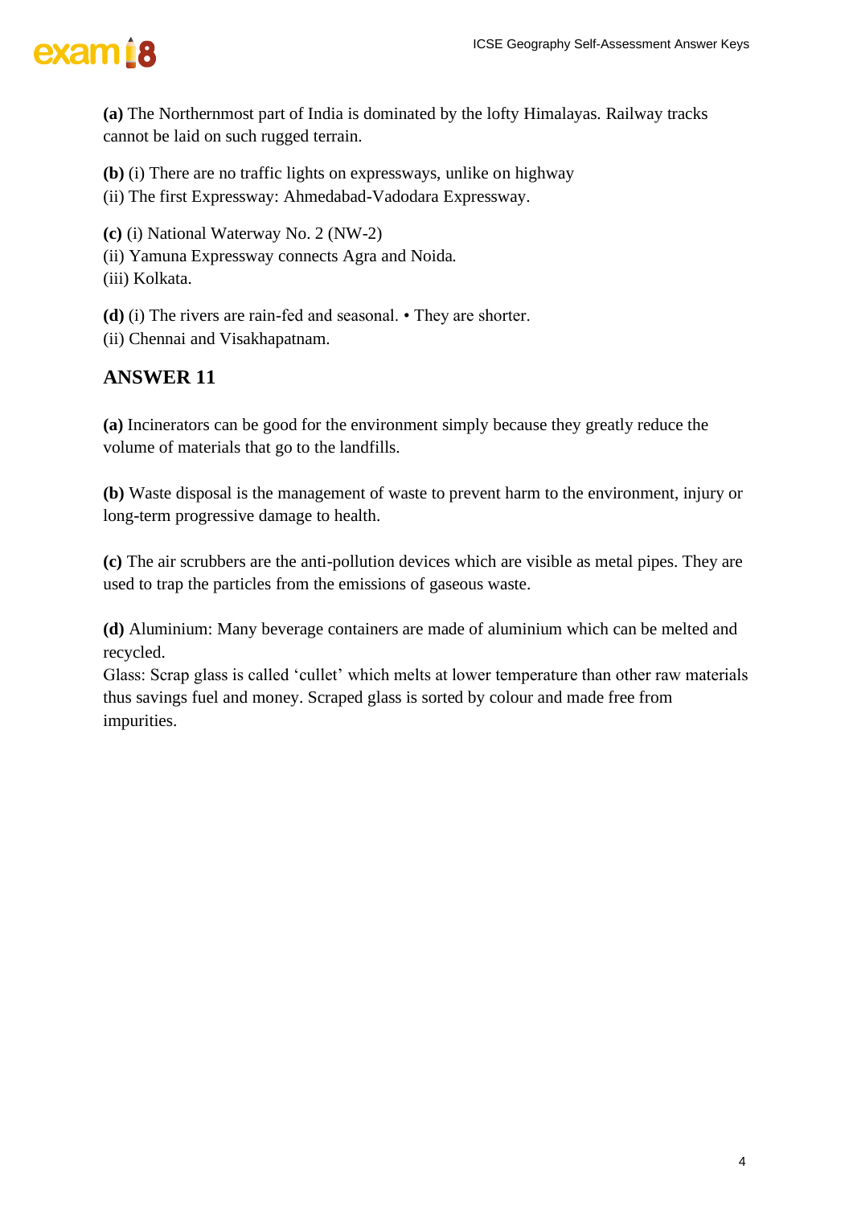**(a)** The Northernmost part of India is dominated by the lofty Himalayas. Railway tracks cannot be laid on such rugged terrain.

**(b)** (i) There are no traffic lights on expressways, unlike on highway
(ii) The first Expressway: Ahmedabad-Vadodara Expressway.

**(c)** (i) National Waterway No. 2 (NW-2)
(ii) Yamuna Expressway connects Agra and Noida.
(iii) Kolkata.

**(d)** (i) The rivers are rain-fed and seasonal. • They are shorter.
(ii) Chennai and Visakhapatnam.

## ANSWER 11

**(a)** Incinerators can be good for the environment simply because they greatly reduce the volume of materials that go to the landfills.

**(b)** Waste disposal is the management of waste to prevent harm to the environment, injury or long-term progressive damage to health.

**(c)** The air scrubbers are the anti-pollution devices which are visible as metal pipes. They are used to trap the particles from the emissions of gaseous waste.

**(d)** Aluminium: Many beverage containers are made of aluminium which can be melted and recycled.
Glass: Scrap glass is called 'cullet' which melts at lower temperature than other raw materials thus savings fuel and money. Scraped glass is sorted by colour and made free from impurities.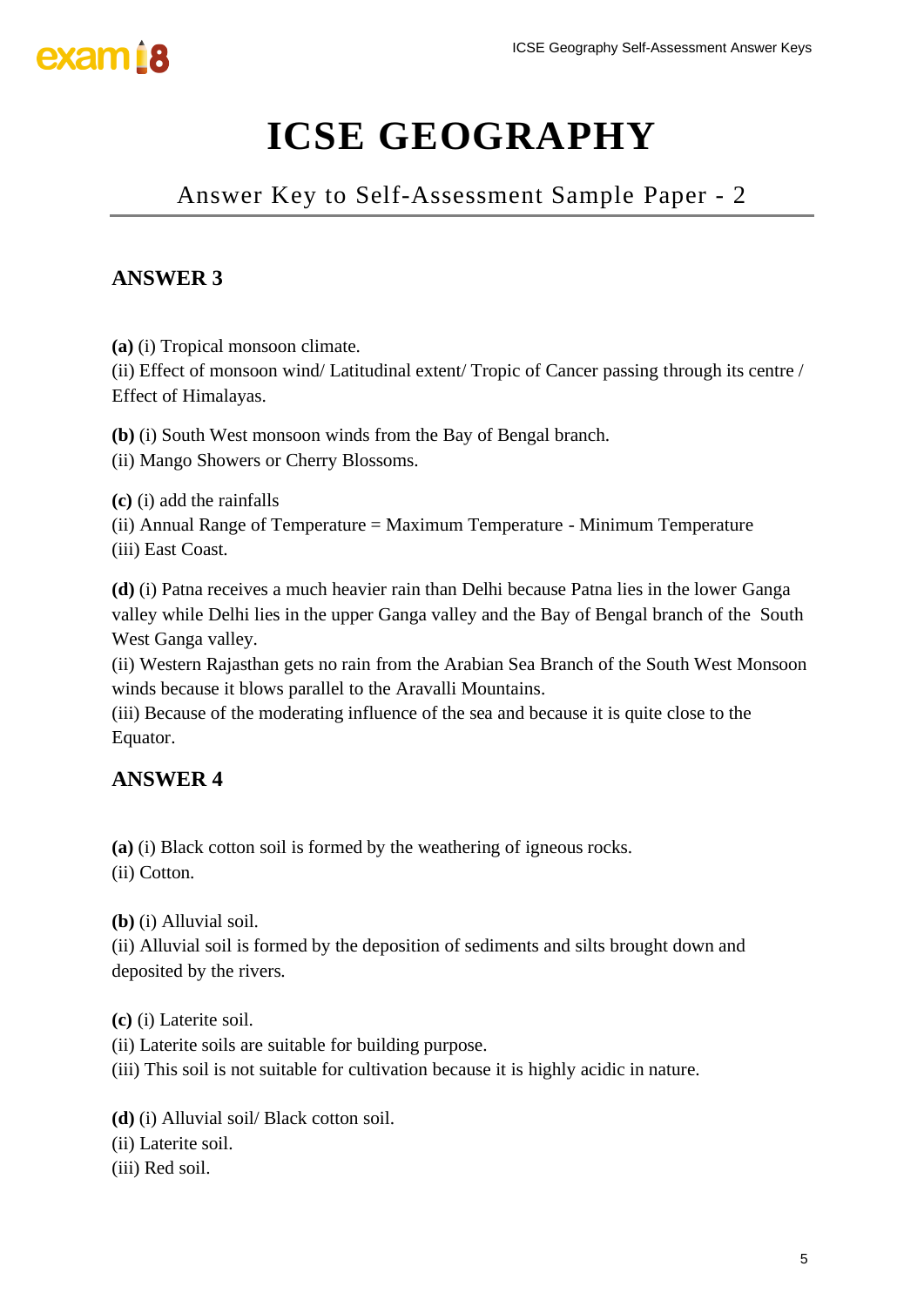# ICSE GEOGRAPHY

## Answer Key to Self-Assessment Sample Paper - 2

### ANSWER 3

**(a)** (i) Tropical monsoon climate.
(ii) Effect of monsoon wind/ Latitudinal extent/ Tropic of Cancer passing through its centre / Effect of Himalayas.

**(b)** (i) South West monsoon winds from the Bay of Bengal branch.
(ii) Mango Showers or Cherry Blossoms.

**(c)** (i) add the rainfalls
(ii) Annual Range of Temperature = Maximum Temperature - Minimum Temperature
(iii) East Coast.

**(d)** (i) Patna receives a much heavier rain than Delhi because Patna lies in the lower Ganga valley while Delhi lies in the upper Ganga valley and the Bay of Bengal branch of the South West Ganga valley.
(ii) Western Rajasthan gets no rain from the Arabian Sea Branch of the South West Monsoon winds because it blows parallel to the Aravalli Mountains.
(iii) Because of the moderating influence of the sea and because it is quite close to the Equator.

### ANSWER 4

**(a)** (i) Black cotton soil is formed by the weathering of igneous rocks.
(ii) Cotton.

**(b)** (i) Alluvial soil.
(ii) Alluvial soil is formed by the deposition of sediments and silts brought down and deposited by the rivers.

**(c)** (i) Laterite soil.
(ii) Laterite soils are suitable for building purpose.
(iii) This soil is not suitable for cultivation because it is highly acidic in nature.

**(d)** (i) Alluvial soil/ Black cotton soil.
(ii) Laterite soil.
(iii) Red soil.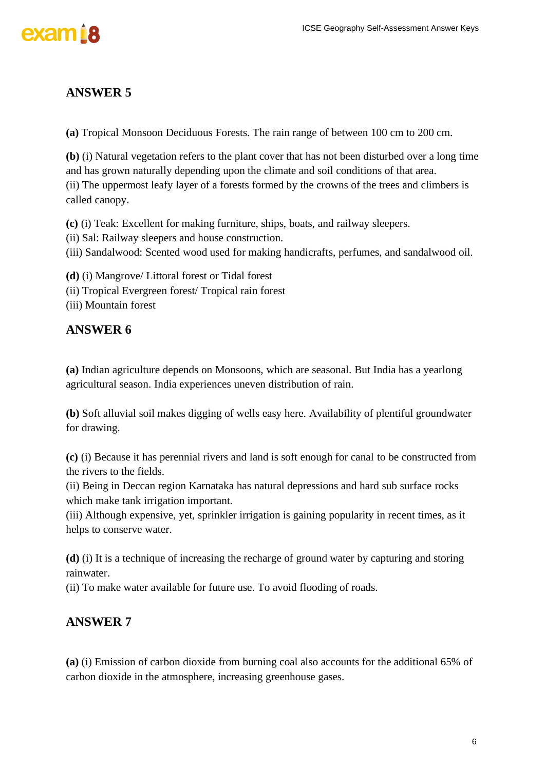## ANSWER 5

**(a)** Tropical Monsoon Deciduous Forests. The rain range of between 100 cm to 200 cm.

**(b)** (i) Natural vegetation refers to the plant cover that has not been disturbed over a long time and has grown naturally depending upon the climate and soil conditions of that area.
(ii) The uppermost leafy layer of a forests formed by the crowns of the trees and climbers is called canopy.

**(c)** (i) Teak: Excellent for making furniture, ships, boats, and railway sleepers.
(ii) Sal: Railway sleepers and house construction.
(iii) Sandalwood: Scented wood used for making handicrafts, perfumes, and sandalwood oil.

**(d)** (i) Mangrove/ Littoral forest or Tidal forest
(ii) Tropical Evergreen forest/ Tropical rain forest
(iii) Mountain forest

## ANSWER 6

**(a)** Indian agriculture depends on Monsoons, which are seasonal. But India has a yearlong agricultural season. India experiences uneven distribution of rain.

**(b)** Soft alluvial soil makes digging of wells easy here. Availability of plentiful groundwater for drawing.

**(c)** (i) Because it has perennial rivers and land is soft enough for canal to be constructed from the rivers to the fields.
(ii) Being in Deccan region Karnataka has natural depressions and hard sub surface rocks which make tank irrigation important.
(iii) Although expensive, yet, sprinkler irrigation is gaining popularity in recent times, as it helps to conserve water.

**(d)** (i) It is a technique of increasing the recharge of ground water by capturing and storing rainwater.
(ii) To make water available for future use. To avoid flooding of roads.

## ANSWER 7

**(a)** (i) Emission of carbon dioxide from burning coal also accounts for the additional 65% of carbon dioxide in the atmosphere, increasing greenhouse gases.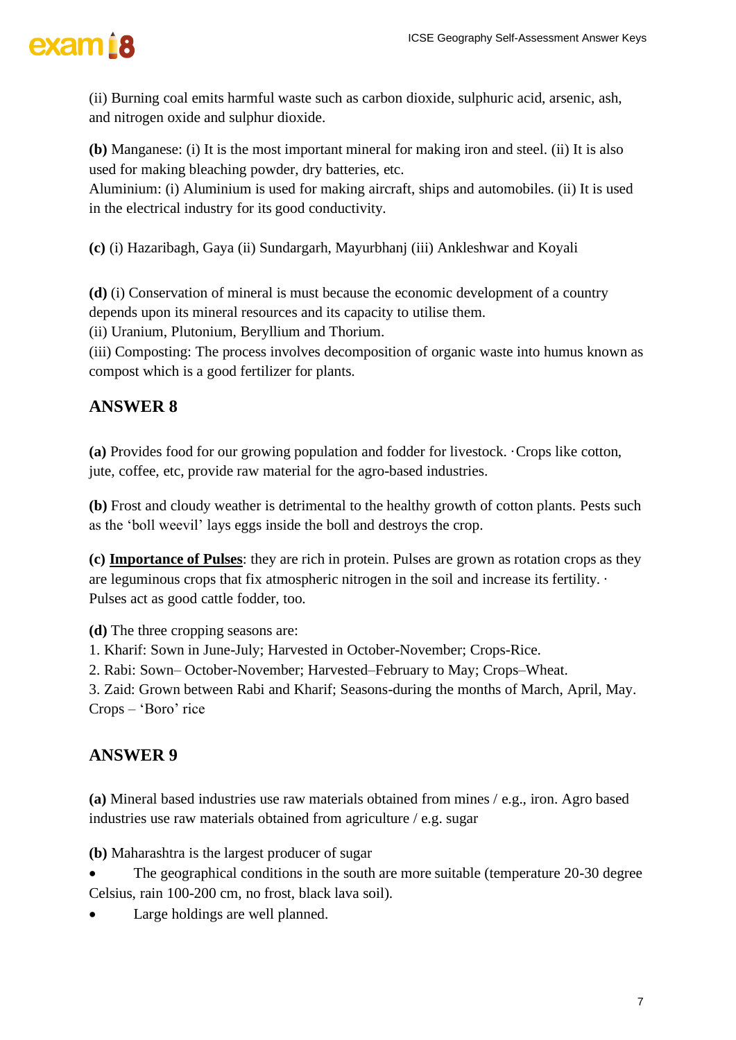(ii) Burning coal emits harmful waste such as carbon dioxide, sulphuric acid, arsenic, ash, and nitrogen oxide and sulphur dioxide.

**(b)** Manganese: (i) It is the most important mineral for making iron and steel. (ii) It is also used for making bleaching powder, dry batteries, etc.
Aluminium: (i) Aluminium is used for making aircraft, ships and automobiles. (ii) It is used in the electrical industry for its good conductivity.

**(c)** (i) Hazaribagh, Gaya (ii) Sundargarh, Mayurbhanj (iii) Ankleshwar and Koyali

**(d)** (i) Conservation of mineral is must because the economic development of a country depends upon its mineral resources and its capacity to utilise them.
(ii) Uranium, Plutonium, Beryllium and Thorium.
(iii) Composting: The process involves decomposition of organic waste into humus known as compost which is a good fertilizer for plants.

## ANSWER 8

**(a)** Provides food for our growing population and fodder for livestock. ·Crops like cotton, jute, coffee, etc, provide raw material for the agro-based industries.

**(b)** Frost and cloudy weather is detrimental to the healthy growth of cotton plants. Pests such as the 'boll weevil' lays eggs inside the boll and destroys the crop.

**(c) Importance of Pulses**: they are rich in protein. Pulses are grown as rotation crops as they are leguminous crops that fix atmospheric nitrogen in the soil and increase its fertility. · Pulses act as good cattle fodder, too.

**(d)** The three cropping seasons are:
1. Kharif: Sown in June-July; Harvested in October-November; Crops-Rice.
2. Rabi: Sown– October-November; Harvested–February to May; Crops–Wheat.
3. Zaid: Grown between Rabi and Kharif; Seasons-during the months of March, April, May. Crops – 'Boro' rice

## ANSWER 9

**(a)** Mineral based industries use raw materials obtained from mines / e.g., iron. Agro based industries use raw materials obtained from agriculture / e.g. sugar

**(b)** Maharashtra is the largest producer of sugar

- The geographical conditions in the south are more suitable (temperature 20-30 degree Celsius, rain 100-200 cm, no frost, black lava soil).
- Large holdings are well planned.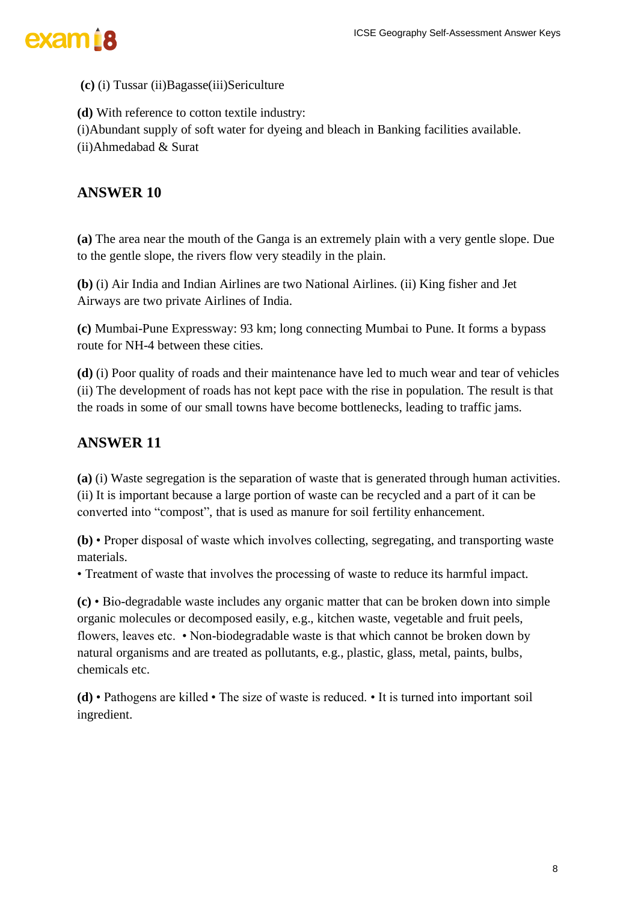**(c)** (i) Tussar (ii)Bagasse(iii)Sericulture

**(d)** With reference to cotton textile industry:
(i)Abundant supply of soft water for dyeing and bleach in Banking facilities available.
(ii)Ahmedabad & Surat

## ANSWER 10

**(a)** The area near the mouth of the Ganga is an extremely plain with a very gentle slope. Due to the gentle slope, the rivers flow very steadily in the plain.

**(b)** (i) Air India and Indian Airlines are two National Airlines. (ii) King fisher and Jet Airways are two private Airlines of India.

**(c)** Mumbai-Pune Expressway: 93 km; long connecting Mumbai to Pune. It forms a bypass route for NH-4 between these cities.

**(d)** (i) Poor quality of roads and their maintenance have led to much wear and tear of vehicles (ii) The development of roads has not kept pace with the rise in population. The result is that the roads in some of our small towns have become bottlenecks, leading to traffic jams.

## ANSWER 11

**(a)** (i) Waste segregation is the separation of waste that is generated through human activities. (ii) It is important because a large portion of waste can be recycled and a part of it can be converted into "compost", that is used as manure for soil fertility enhancement.

**(b)** • Proper disposal of waste which involves collecting, segregating, and transporting waste materials.
• Treatment of waste that involves the processing of waste to reduce its harmful impact.

**(c)** • Bio-degradable waste includes any organic matter that can be broken down into simple organic molecules or decomposed easily, e.g., kitchen waste, vegetable and fruit peels, flowers, leaves etc. • Non-biodegradable waste is that which cannot be broken down by natural organisms and are treated as pollutants, e.g., plastic, glass, metal, paints, bulbs, chemicals etc.

**(d)** • Pathogens are killed • The size of waste is reduced. • It is turned into important soil ingredient.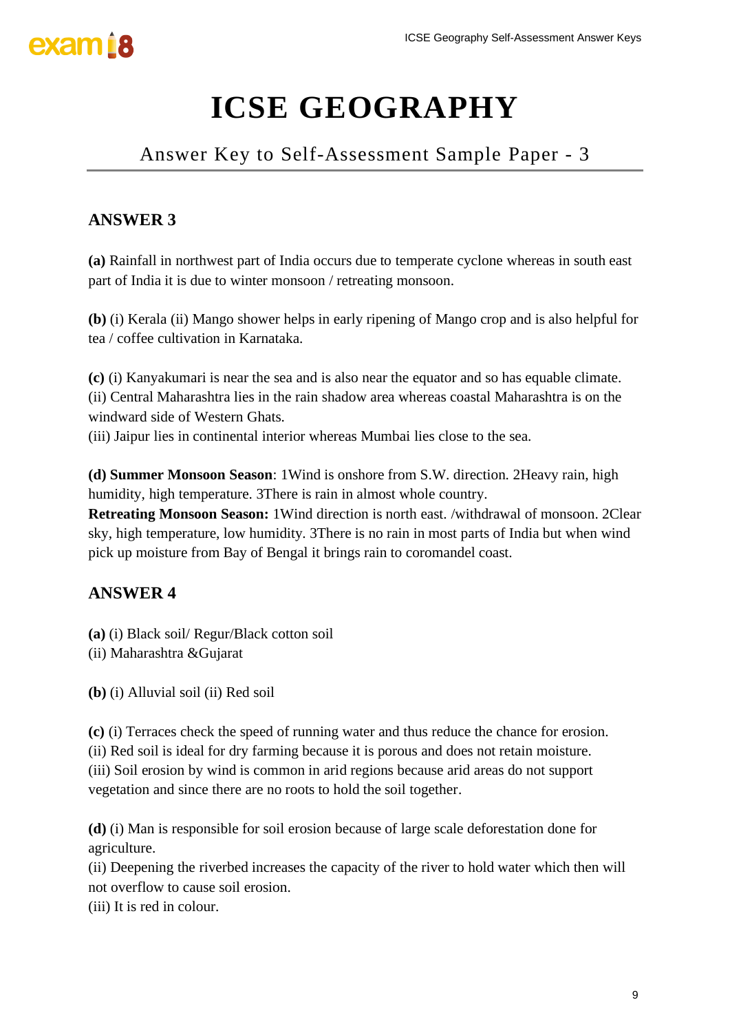# ICSE GEOGRAPHY

## Answer Key to Self-Assessment Sample Paper - 3

### ANSWER 3

**(a)** Rainfall in northwest part of India occurs due to temperate cyclone whereas in south east part of India it is due to winter monsoon / retreating monsoon.

**(b)** (i) Kerala (ii) Mango shower helps in early ripening of Mango crop and is also helpful for tea / coffee cultivation in Karnataka.

**(c)** (i) Kanyakumari is near the sea and is also near the equator and so has equable climate.
(ii) Central Maharashtra lies in the rain shadow area whereas coastal Maharashtra is on the windward side of Western Ghats.
(iii) Jaipur lies in continental interior whereas Mumbai lies close to the sea.

**(d) Summer Monsoon Season**: 1Wind is onshore from S.W. direction. 2Heavy rain, high humidity, high temperature. 3There is rain in almost whole country.
**Retreating Monsoon Season:** 1Wind direction is north east. /withdrawal of monsoon. 2Clear sky, high temperature, low humidity. 3There is no rain in most parts of India but when wind pick up moisture from Bay of Bengal it brings rain to coromandel coast.

### ANSWER 4

**(a)** (i) Black soil/ Regur/Black cotton soil
(ii) Maharashtra &Gujarat

**(b)** (i) Alluvial soil (ii) Red soil

**(c)** (i) Terraces check the speed of running water and thus reduce the chance for erosion.
(ii) Red soil is ideal for dry farming because it is porous and does not retain moisture.
(iii) Soil erosion by wind is common in arid regions because arid areas do not support vegetation and since there are no roots to hold the soil together.

**(d)** (i) Man is responsible for soil erosion because of large scale deforestation done for agriculture.
(ii) Deepening the riverbed increases the capacity of the river to hold water which then will not overflow to cause soil erosion.
(iii) It is red in colour.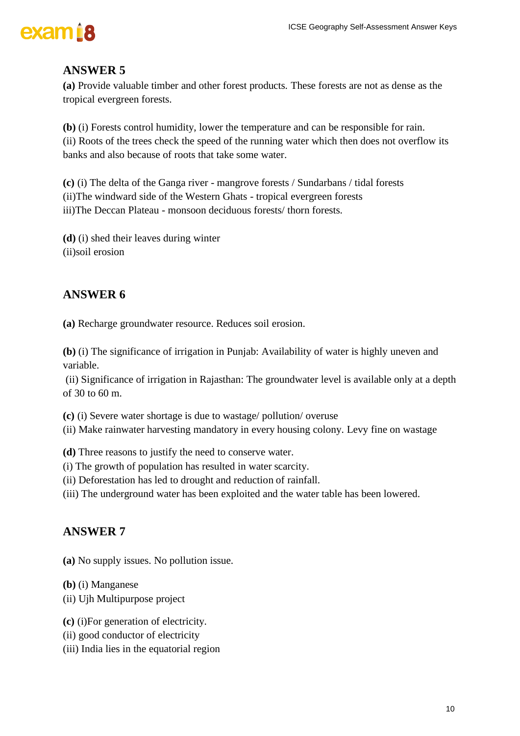## ANSWER 5

**(a)** Provide valuable timber and other forest products. These forests are not as dense as the tropical evergreen forests.

**(b)** (i) Forests control humidity, lower the temperature and can be responsible for rain.
(ii) Roots of the trees check the speed of the running water which then does not overflow its banks and also because of roots that take some water.

**(c)** (i) The delta of the Ganga river - mangrove forests / Sundarbans / tidal forests
(ii)The windward side of the Western Ghats - tropical evergreen forests
iii)The Deccan Plateau - monsoon deciduous forests/ thorn forests.

**(d)** (i) shed their leaves during winter
(ii)soil erosion

## ANSWER 6

**(a)** Recharge groundwater resource. Reduces soil erosion.

**(b)** (i) The significance of irrigation in Punjab: Availability of water is highly uneven and variable.
(ii) Significance of irrigation in Rajasthan: The groundwater level is available only at a depth of 30 to 60 m.

**(c)** (i) Severe water shortage is due to wastage/ pollution/ overuse
(ii) Make rainwater harvesting mandatory in every housing colony. Levy fine on wastage

**(d)** Three reasons to justify the need to conserve water.
(i) The growth of population has resulted in water scarcity.
(ii) Deforestation has led to drought and reduction of rainfall.
(iii) The underground water has been exploited and the water table has been lowered.

## ANSWER 7

**(a)** No supply issues. No pollution issue.

**(b)** (i) Manganese
(ii) Ujh Multipurpose project

**(c)** (i)For generation of electricity.
(ii) good conductor of electricity
(iii) India lies in the equatorial region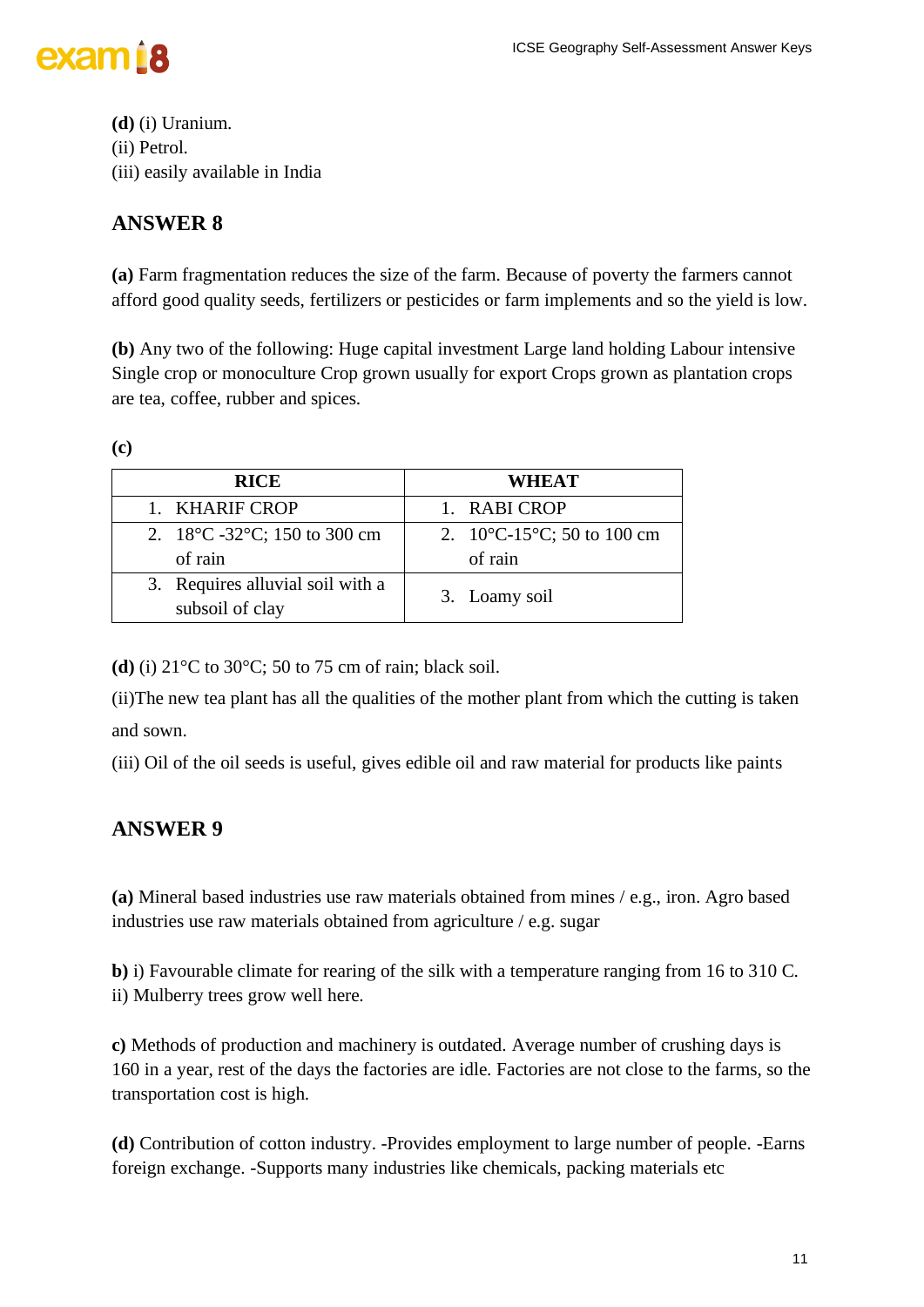**(d)** (i) Uranium.
(ii) Petrol.
(iii) easily available in India

## ANSWER 8

**(a)** Farm fragmentation reduces the size of the farm. Because of poverty the farmers cannot afford good quality seeds, fertilizers or pesticides or farm implements and so the yield is low.

**(b)** Any two of the following: Huge capital investment Large land holding Labour intensive Single crop or monoculture Crop grown usually for export Crops grown as plantation crops are tea, coffee, rubber and spices.

**(c)**

| RICE | WHEAT |
|---|---|
| 1. KHARIF CROP | 1. RABI CROP |
| 2. 18°C -32°C; 150 to 300 cm of rain | 2. 10°C-15°C; 50 to 100 cm of rain |
| 3. Requires alluvial soil with a subsoil of clay | 3. Loamy soil |

**(d)** (i) 21°C to 30°C; 50 to 75 cm of rain; black soil.

(ii)The new tea plant has all the qualities of the mother plant from which the cutting is taken and sown.

(iii) Oil of the oil seeds is useful, gives edible oil and raw material for products like paints

## ANSWER 9

**(a)** Mineral based industries use raw materials obtained from mines / e.g., iron. Agro based industries use raw materials obtained from agriculture / e.g. sugar

**b)** i) Favourable climate for rearing of the silk with a temperature ranging from 16 to 310 C.
ii) Mulberry trees grow well here.

**c)** Methods of production and machinery is outdated. Average number of crushing days is 160 in a year, rest of the days the factories are idle. Factories are not close to the farms, so the transportation cost is high.

**(d)** Contribution of cotton industry. -Provides employment to large number of people. -Earns foreign exchange. -Supports many industries like chemicals, packing materials etc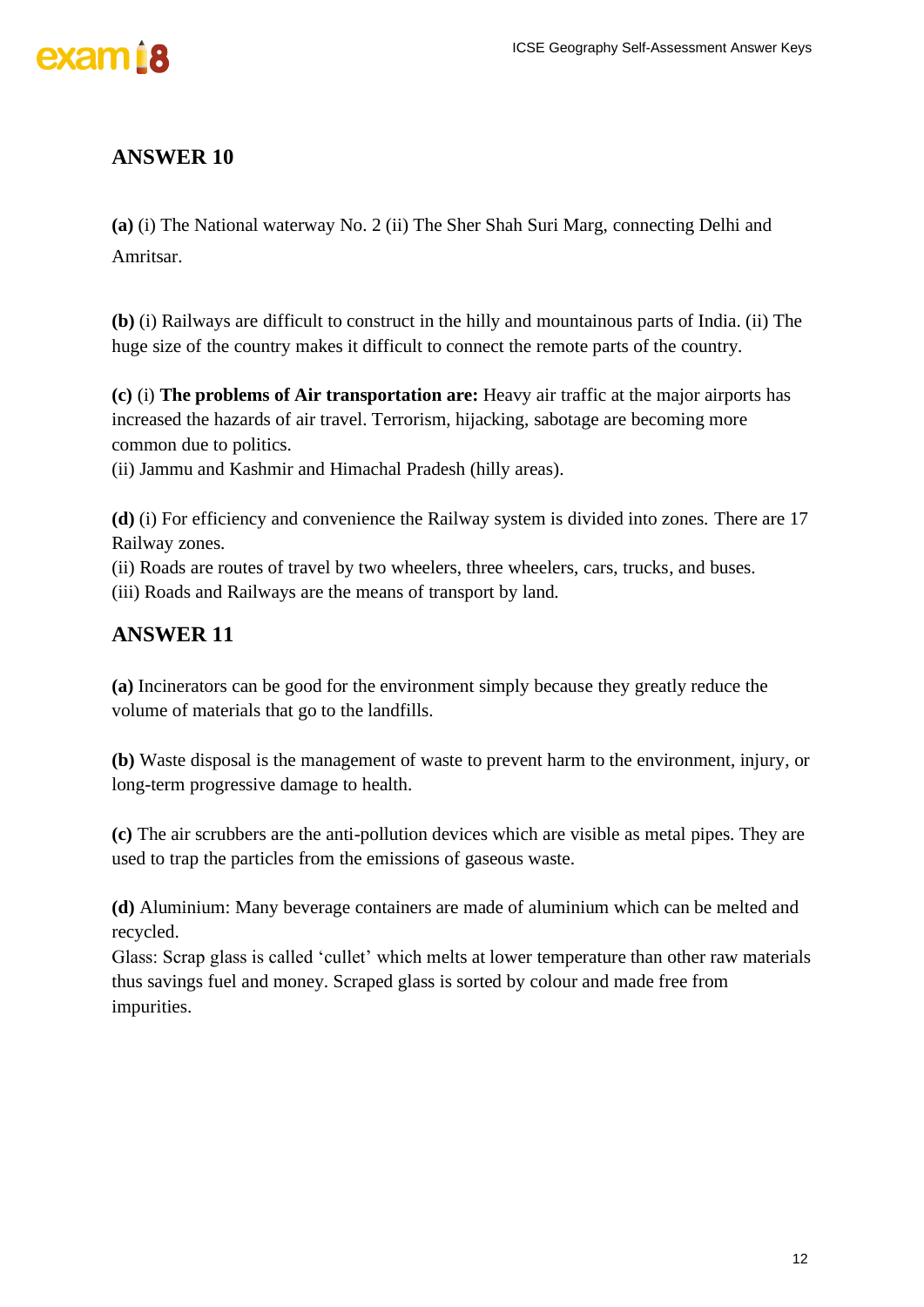## ANSWER 10

**(a)** (i) The National waterway No. 2 (ii) The Sher Shah Suri Marg, connecting Delhi and Amritsar.

**(b)** (i) Railways are difficult to construct in the hilly and mountainous parts of India. (ii) The huge size of the country makes it difficult to connect the remote parts of the country.

**(c)** (i) **The problems of Air transportation are:** Heavy air traffic at the major airports has increased the hazards of air travel. Terrorism, hijacking, sabotage are becoming more common due to politics.
(ii) Jammu and Kashmir and Himachal Pradesh (hilly areas).

**(d)** (i) For efficiency and convenience the Railway system is divided into zones. There are 17 Railway zones.
(ii) Roads are routes of travel by two wheelers, three wheelers, cars, trucks, and buses.
(iii) Roads and Railways are the means of transport by land.

## ANSWER 11

**(a)** Incinerators can be good for the environment simply because they greatly reduce the volume of materials that go to the landfills.

**(b)** Waste disposal is the management of waste to prevent harm to the environment, injury, or long-term progressive damage to health.

**(c)** The air scrubbers are the anti-pollution devices which are visible as metal pipes. They are used to trap the particles from the emissions of gaseous waste.

**(d)** Aluminium: Many beverage containers are made of aluminium which can be melted and recycled.
Glass: Scrap glass is called 'cullet' which melts at lower temperature than other raw materials thus savings fuel and money. Scraped glass is sorted by colour and made free from impurities.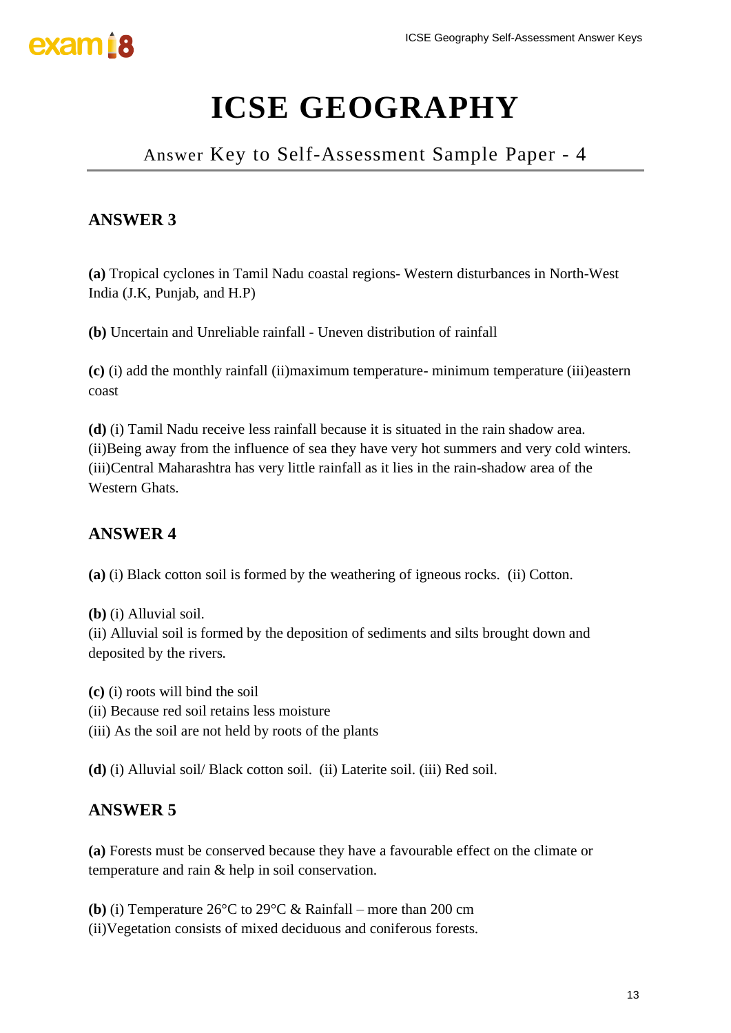# ICSE GEOGRAPHY

## Answer Key to Self-Assessment Sample Paper - 4

### ANSWER 3

**(a)** Tropical cyclones in Tamil Nadu coastal regions- Western disturbances in North-West India (J.K, Punjab, and H.P)

**(b)** Uncertain and Unreliable rainfall - Uneven distribution of rainfall

**(c)** (i) add the monthly rainfall (ii)maximum temperature- minimum temperature (iii)eastern coast

**(d)** (i) Tamil Nadu receive less rainfall because it is situated in the rain shadow area.
(ii)Being away from the influence of sea they have very hot summers and very cold winters.
(iii)Central Maharashtra has very little rainfall as it lies in the rain-shadow area of the Western Ghats.

### ANSWER 4

**(a)** (i) Black cotton soil is formed by the weathering of igneous rocks. (ii) Cotton.

**(b)** (i) Alluvial soil.
(ii) Alluvial soil is formed by the deposition of sediments and silts brought down and deposited by the rivers.

**(c)** (i) roots will bind the soil
(ii) Because red soil retains less moisture
(iii) As the soil are not held by roots of the plants

**(d)** (i) Alluvial soil/ Black cotton soil. (ii) Laterite soil. (iii) Red soil.

### ANSWER 5

**(a)** Forests must be conserved because they have a favourable effect on the climate or temperature and rain & help in soil conservation.

**(b)** (i) Temperature 26°C to 29°C & Rainfall – more than 200 cm
(ii)Vegetation consists of mixed deciduous and coniferous forests.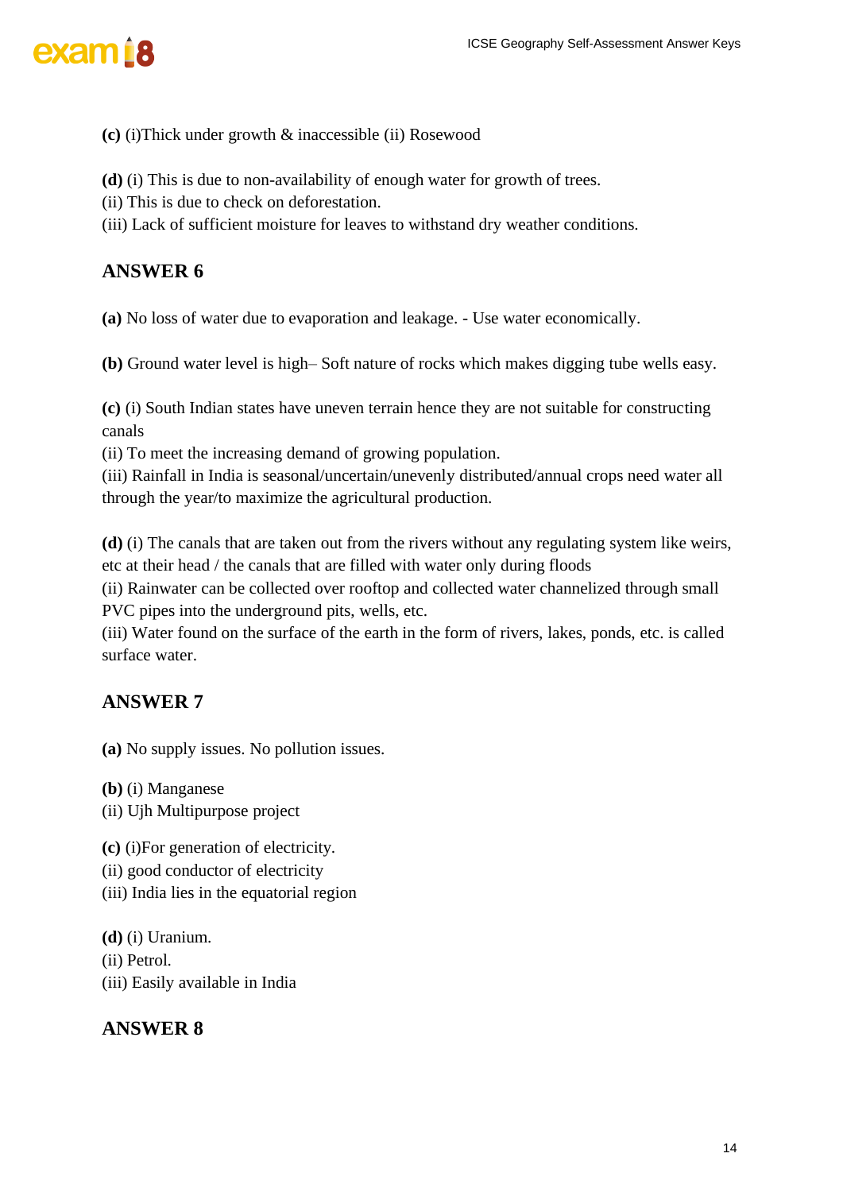**(c)** (i)Thick under growth & inaccessible (ii) Rosewood

**(d)** (i) This is due to non-availability of enough water for growth of trees.
(ii) This is due to check on deforestation.
(iii) Lack of sufficient moisture for leaves to withstand dry weather conditions.

## ANSWER 6

**(a)** No loss of water due to evaporation and leakage. - Use water economically.

**(b)** Ground water level is high– Soft nature of rocks which makes digging tube wells easy.

**(c)** (i) South Indian states have uneven terrain hence they are not suitable for constructing canals
(ii) To meet the increasing demand of growing population.
(iii) Rainfall in India is seasonal/uncertain/unevenly distributed/annual crops need water all through the year/to maximize the agricultural production.

**(d)** (i) The canals that are taken out from the rivers without any regulating system like weirs, etc at their head / the canals that are filled with water only during floods
(ii) Rainwater can be collected over rooftop and collected water channelized through small PVC pipes into the underground pits, wells, etc.
(iii) Water found on the surface of the earth in the form of rivers, lakes, ponds, etc. is called surface water.

## ANSWER 7

**(a)** No supply issues. No pollution issues.

**(b)** (i) Manganese
(ii) Ujh Multipurpose project

**(c)** (i)For generation of electricity.
(ii) good conductor of electricity
(iii) India lies in the equatorial region

**(d)** (i) Uranium.
(ii) Petrol.
(iii) Easily available in India

## ANSWER 8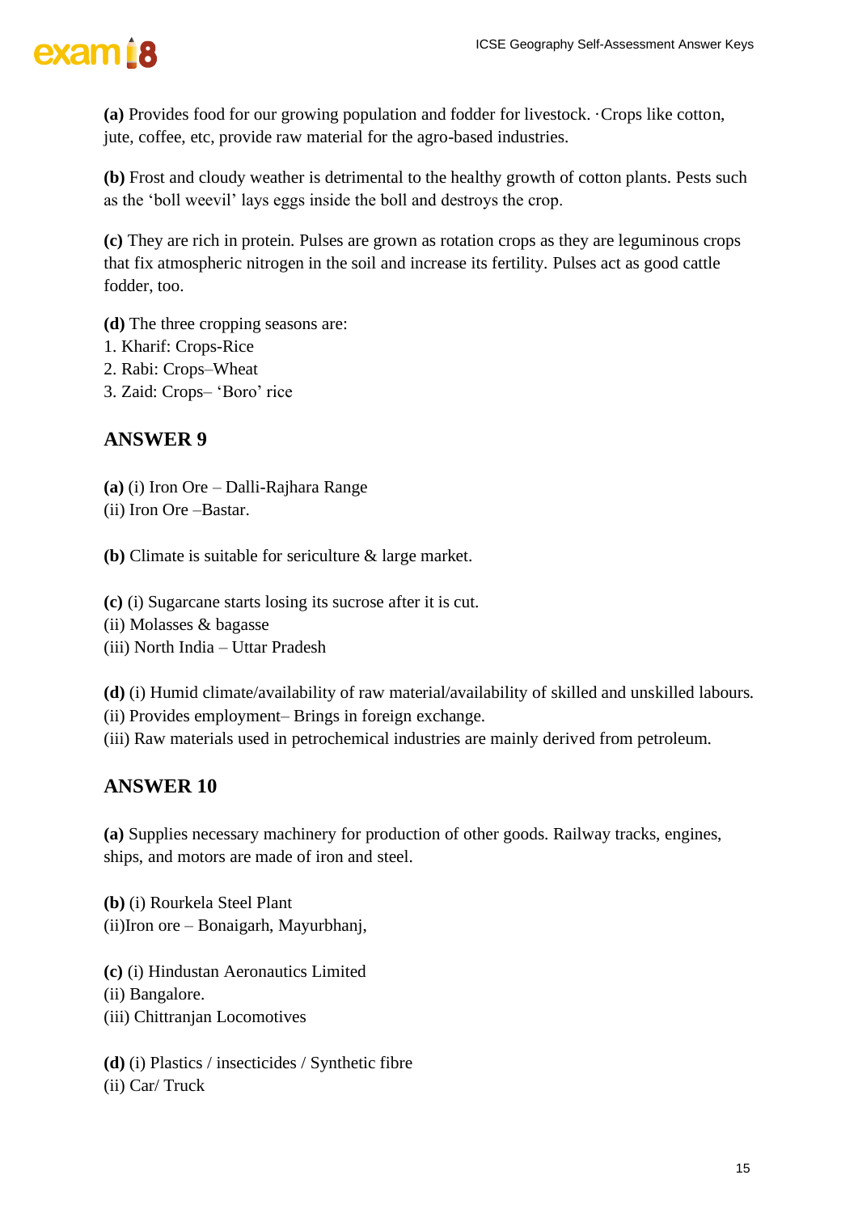**(a)** Provides food for our growing population and fodder for livestock. ·Crops like cotton, jute, coffee, etc, provide raw material for the agro-based industries.

**(b)** Frost and cloudy weather is detrimental to the healthy growth of cotton plants. Pests such as the 'boll weevil' lays eggs inside the boll and destroys the crop.

**(c)** They are rich in protein. Pulses are grown as rotation crops as they are leguminous crops that fix atmospheric nitrogen in the soil and increase its fertility. Pulses act as good cattle fodder, too.

**(d)** The three cropping seasons are:
1. Kharif: Crops-Rice
2. Rabi: Crops–Wheat
3. Zaid: Crops– 'Boro' rice

## ANSWER 9

**(a)** (i) Iron Ore – Dalli-Rajhara Range
(ii) Iron Ore –Bastar.

**(b)** Climate is suitable for sericulture & large market.

**(c)** (i) Sugarcane starts losing its sucrose after it is cut.
(ii) Molasses & bagasse
(iii) North India – Uttar Pradesh

**(d)** (i) Humid climate/availability of raw material/availability of skilled and unskilled labours.
(ii) Provides employment– Brings in foreign exchange.
(iii) Raw materials used in petrochemical industries are mainly derived from petroleum.

## ANSWER 10

**(a)** Supplies necessary machinery for production of other goods. Railway tracks, engines, ships, and motors are made of iron and steel.

**(b)** (i) Rourkela Steel Plant
(ii)Iron ore – Bonaigarh, Mayurbhanj,

**(c)** (i) Hindustan Aeronautics Limited
(ii) Bangalore.
(iii) Chittranjan Locomotives

**(d)** (i) Plastics / insecticides / Synthetic fibre
(ii) Car/ Truck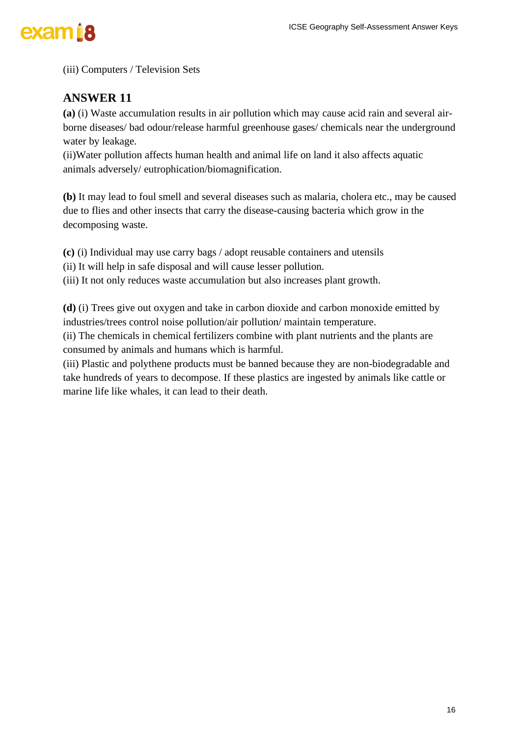(iii) Computers / Television Sets

## ANSWER 11

**(a)** (i) Waste accumulation results in air pollution which may cause acid rain and several air-borne diseases/ bad odour/release harmful greenhouse gases/ chemicals near the underground water by leakage.
(ii)Water pollution affects human health and animal life on land it also affects aquatic animals adversely/ eutrophication/biomagnification.

**(b)** It may lead to foul smell and several diseases such as malaria, cholera etc., may be caused due to flies and other insects that carry the disease-causing bacteria which grow in the decomposing waste.

**(c)** (i) Individual may use carry bags / adopt reusable containers and utensils
(ii) It will help in safe disposal and will cause lesser pollution.
(iii) It not only reduces waste accumulation but also increases plant growth.

**(d)** (i) Trees give out oxygen and take in carbon dioxide and carbon monoxide emitted by industries/trees control noise pollution/air pollution/ maintain temperature.
(ii) The chemicals in chemical fertilizers combine with plant nutrients and the plants are consumed by animals and humans which is harmful.
(iii) Plastic and polythene products must be banned because they are non-biodegradable and take hundreds of years to decompose. If these plastics are ingested by animals like cattle or marine life like whales, it can lead to their death.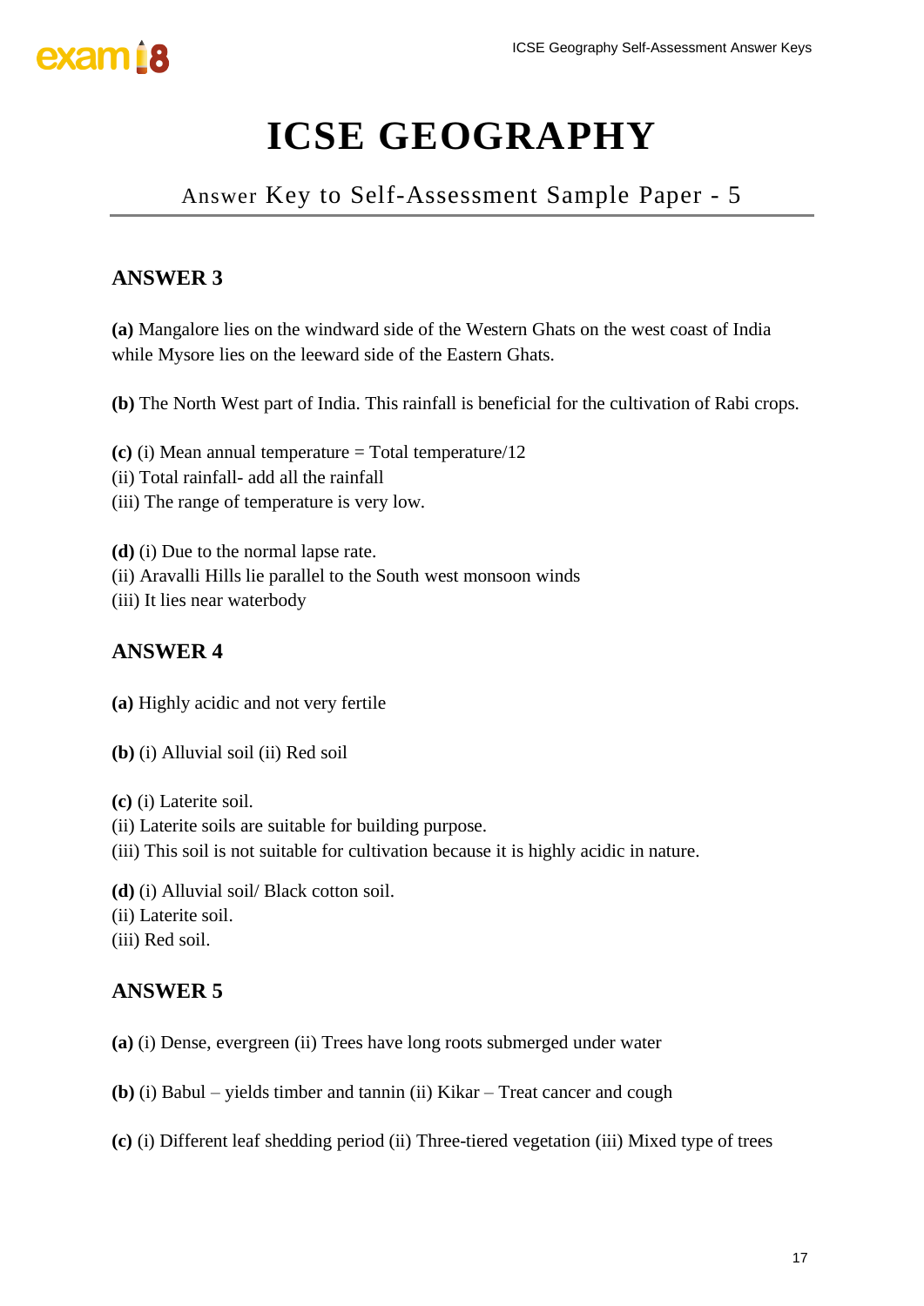# ICSE GEOGRAPHY

## Answer Key to Self-Assessment Sample Paper - 5

### ANSWER 3

**(a)** Mangalore lies on the windward side of the Western Ghats on the west coast of India while Mysore lies on the leeward side of the Eastern Ghats.

**(b)** The North West part of India. This rainfall is beneficial for the cultivation of Rabi crops.

**(c)** (i) Mean annual temperature = Total temperature/12
(ii) Total rainfall- add all the rainfall
(iii) The range of temperature is very low.

**(d)** (i) Due to the normal lapse rate.
(ii) Aravalli Hills lie parallel to the South west monsoon winds
(iii) It lies near waterbody

### ANSWER 4

**(a)** Highly acidic and not very fertile

**(b)** (i) Alluvial soil (ii) Red soil

**(c)** (i) Laterite soil.
(ii) Laterite soils are suitable for building purpose.
(iii) This soil is not suitable for cultivation because it is highly acidic in nature.

**(d)** (i) Alluvial soil/ Black cotton soil.
(ii) Laterite soil.
(iii) Red soil.

### ANSWER 5

**(a)** (i) Dense, evergreen (ii) Trees have long roots submerged under water

**(b)** (i) Babul – yields timber and tannin (ii) Kikar – Treat cancer and cough

**(c)** (i) Different leaf shedding period (ii) Three-tiered vegetation (iii) Mixed type of trees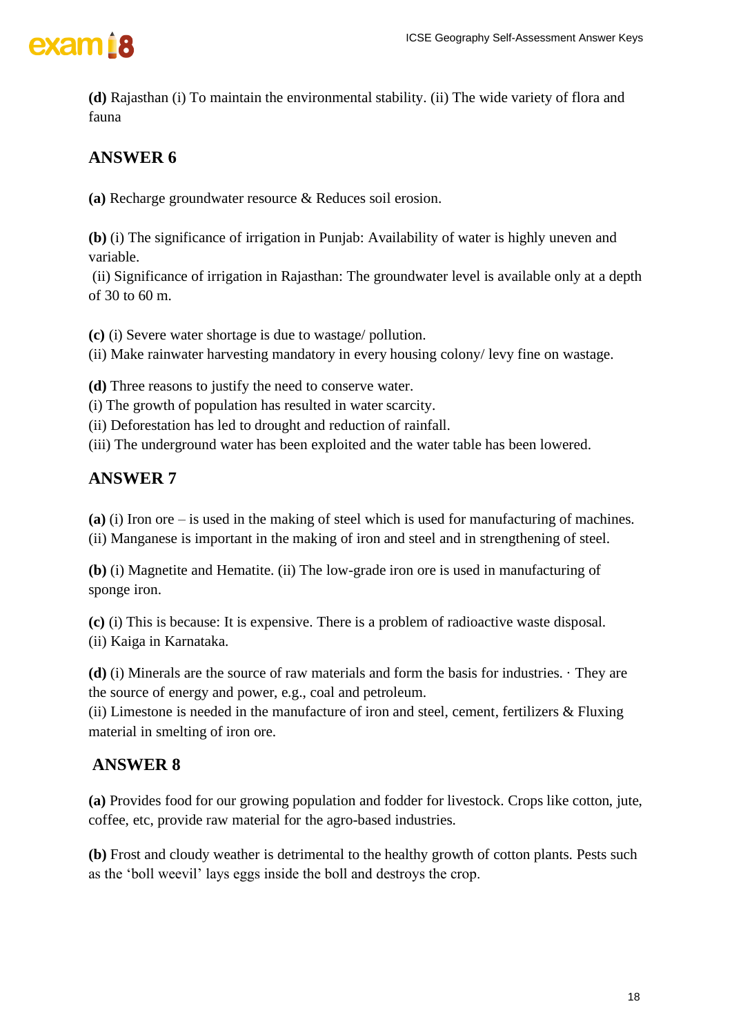**(d)** Rajasthan (i) To maintain the environmental stability. (ii) The wide variety of flora and fauna

## ANSWER 6

**(a)** Recharge groundwater resource & Reduces soil erosion.

**(b)** (i) The significance of irrigation in Punjab: Availability of water is highly uneven and variable.
(ii) Significance of irrigation in Rajasthan: The groundwater level is available only at a depth of 30 to 60 m.

**(c)** (i) Severe water shortage is due to wastage/ pollution.
(ii) Make rainwater harvesting mandatory in every housing colony/ levy fine on wastage.

**(d)** Three reasons to justify the need to conserve water.
(i) The growth of population has resulted in water scarcity.
(ii) Deforestation has led to drought and reduction of rainfall.
(iii) The underground water has been exploited and the water table has been lowered.

## ANSWER 7

**(a)** (i) Iron ore – is used in the making of steel which is used for manufacturing of machines.
(ii) Manganese is important in the making of iron and steel and in strengthening of steel.

**(b)** (i) Magnetite and Hematite. (ii) The low-grade iron ore is used in manufacturing of sponge iron.

**(c)** (i) This is because: It is expensive. There is a problem of radioactive waste disposal.
(ii) Kaiga in Karnataka.

**(d)** (i) Minerals are the source of raw materials and form the basis for industries. · They are the source of energy and power, e.g., coal and petroleum.
(ii) Limestone is needed in the manufacture of iron and steel, cement, fertilizers & Fluxing material in smelting of iron ore.

## ANSWER 8

**(a)** Provides food for our growing population and fodder for livestock. Crops like cotton, jute, coffee, etc, provide raw material for the agro-based industries.

**(b)** Frost and cloudy weather is detrimental to the healthy growth of cotton plants. Pests such as the 'boll weevil' lays eggs inside the boll and destroys the crop.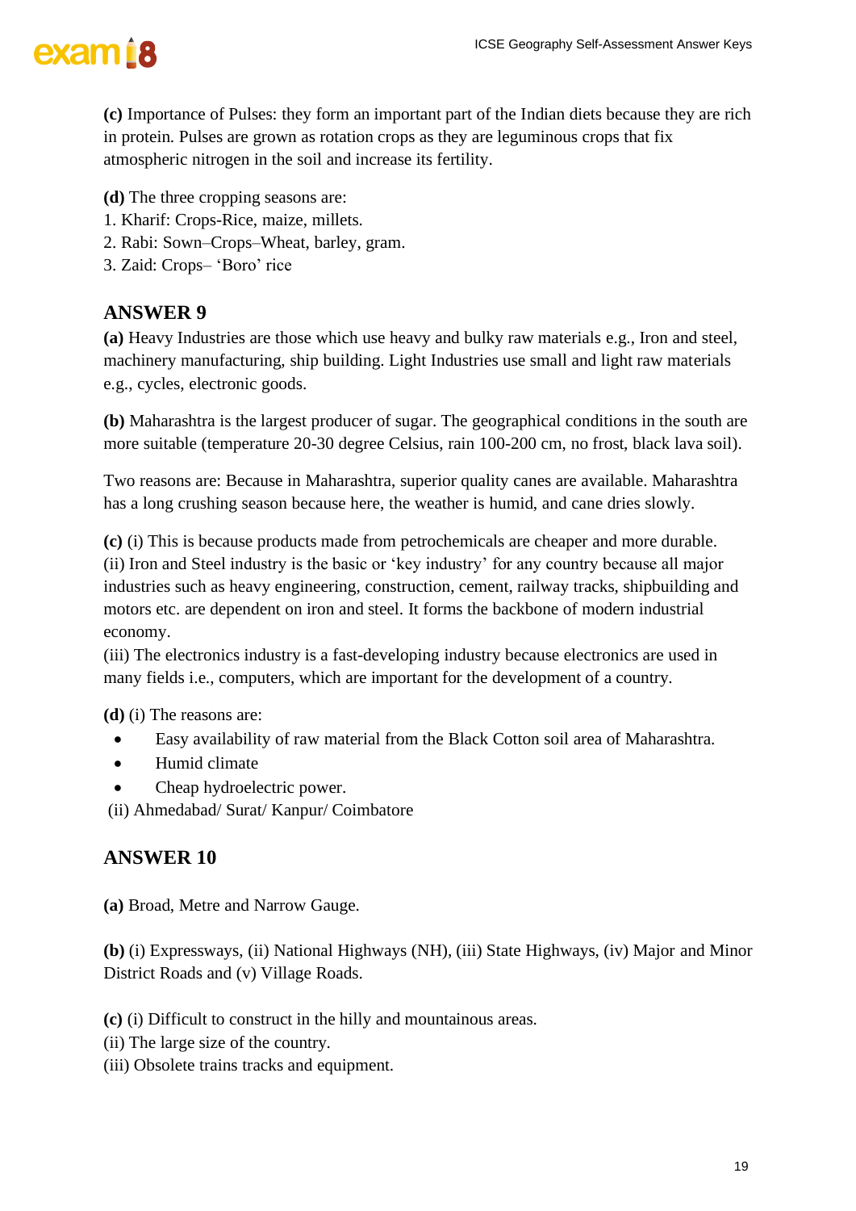**(c)** Importance of Pulses: they form an important part of the Indian diets because they are rich in protein. Pulses are grown as rotation crops as they are leguminous crops that fix atmospheric nitrogen in the soil and increase its fertility.

**(d)** The three cropping seasons are:
1. Kharif: Crops-Rice, maize, millets.
2. Rabi: Sown–Crops–Wheat, barley, gram.
3. Zaid: Crops– 'Boro' rice

## ANSWER 9

**(a)** Heavy Industries are those which use heavy and bulky raw materials e.g., Iron and steel, machinery manufacturing, ship building. Light Industries use small and light raw materials e.g., cycles, electronic goods.

**(b)** Maharashtra is the largest producer of sugar. The geographical conditions in the south are more suitable (temperature 20-30 degree Celsius, rain 100-200 cm, no frost, black lava soil).

Two reasons are: Because in Maharashtra, superior quality canes are available. Maharashtra has a long crushing season because here, the weather is humid, and cane dries slowly.

**(c)** (i) This is because products made from petrochemicals are cheaper and more durable.
(ii) Iron and Steel industry is the basic or 'key industry' for any country because all major industries such as heavy engineering, construction, cement, railway tracks, shipbuilding and motors etc. are dependent on iron and steel. It forms the backbone of modern industrial economy.
(iii) The electronics industry is a fast-developing industry because electronics are used in many fields i.e., computers, which are important for the development of a country.

**(d)** (i) The reasons are:
- Easy availability of raw material from the Black Cotton soil area of Maharashtra.
- Humid climate
- Cheap hydroelectric power.

(ii) Ahmedabad/ Surat/ Kanpur/ Coimbatore

## ANSWER 10

**(a)** Broad, Metre and Narrow Gauge.

**(b)** (i) Expressways, (ii) National Highways (NH), (iii) State Highways, (iv) Major and Minor District Roads and (v) Village Roads.

**(c)** (i) Difficult to construct in the hilly and mountainous areas.
(ii) The large size of the country.
(iii) Obsolete trains tracks and equipment.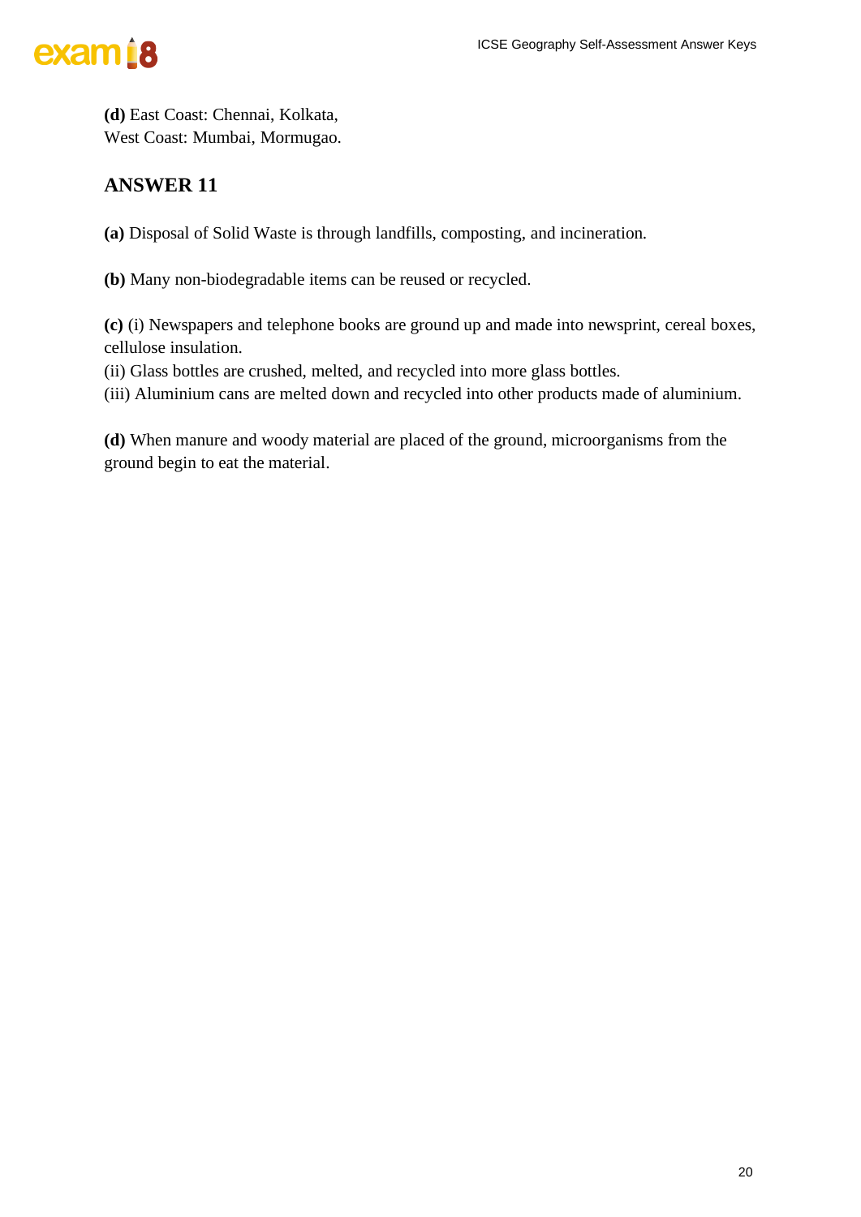**(d)** East Coast: Chennai, Kolkata,
West Coast: Mumbai, Mormugao.

## ANSWER 11

**(a)** Disposal of Solid Waste is through landfills, composting, and incineration.

**(b)** Many non-biodegradable items can be reused or recycled.

**(c)** (i) Newspapers and telephone books are ground up and made into newsprint, cereal boxes, cellulose insulation.
(ii) Glass bottles are crushed, melted, and recycled into more glass bottles.
(iii) Aluminium cans are melted down and recycled into other products made of aluminium.

**(d)** When manure and woody material are placed of the ground, microorganisms from the ground begin to eat the material.